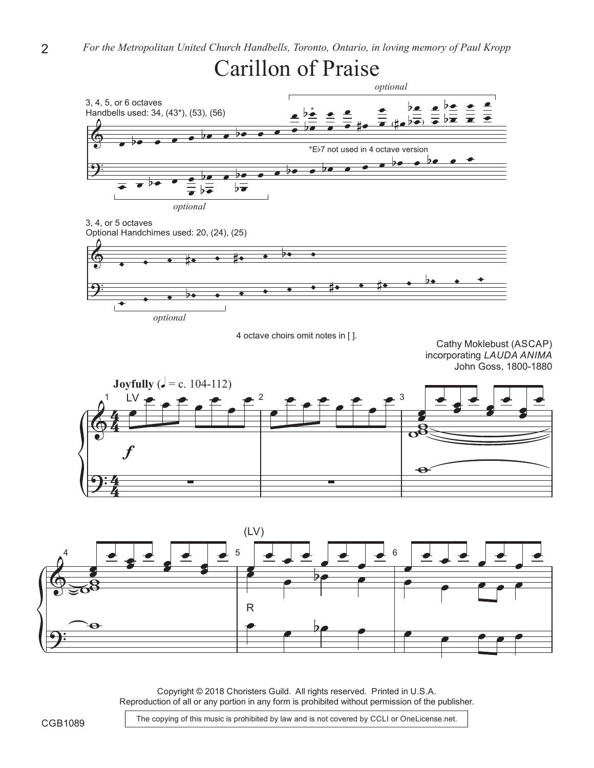*For the Metropolitan United Church Handbells, Toronto, Ontario, in loving memory of Paul Kropp*

# Carillon of Praise

3, 4, 5, or 6 octaves
Handbells used: 34, (43*), (53), (56)

optional

*E♭7 not used in 4 octave version

optional

3, 4, or 5 octaves
Optional Handchimes used: 20, (24), (25)

optional

4 octave choirs omit notes in [ ].

Cathy Moklebust (ASCAP)
incorporating *LAUDA ANIMA*
John Goss, 1800-1880

**Joyfully** (♩ = c. 104-112)

LV

*f*

(LV)

R

Copyright © 2018 Choristers Guild. All rights reserved. Printed in U.S.A.
Reproduction of all or any portion in any form is prohibited without permission of the publisher.

CGB1089

The copying of this music is prohibited by law and is not covered by CCLI or OneLicense.net.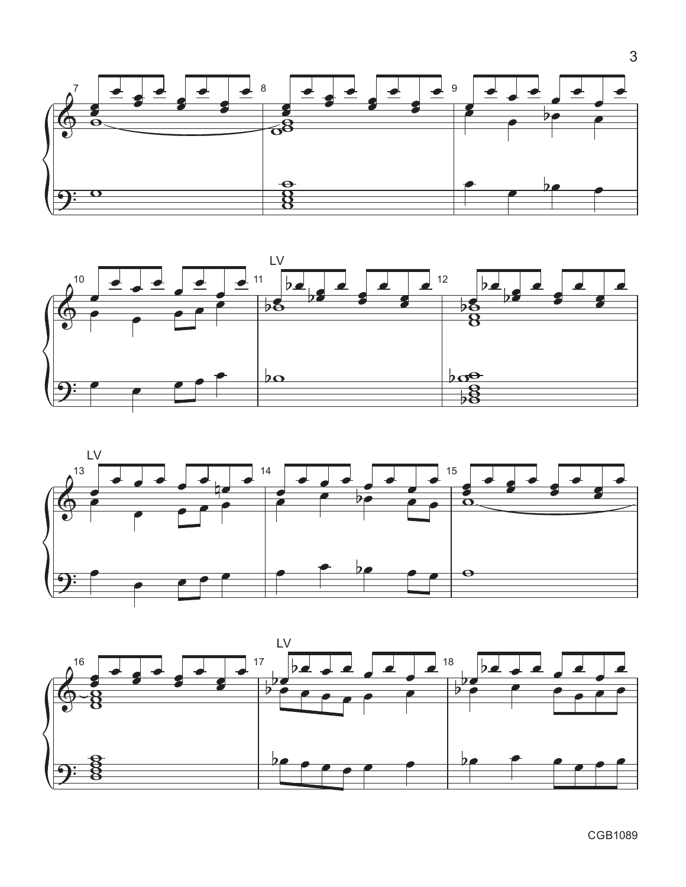LV

LV

LV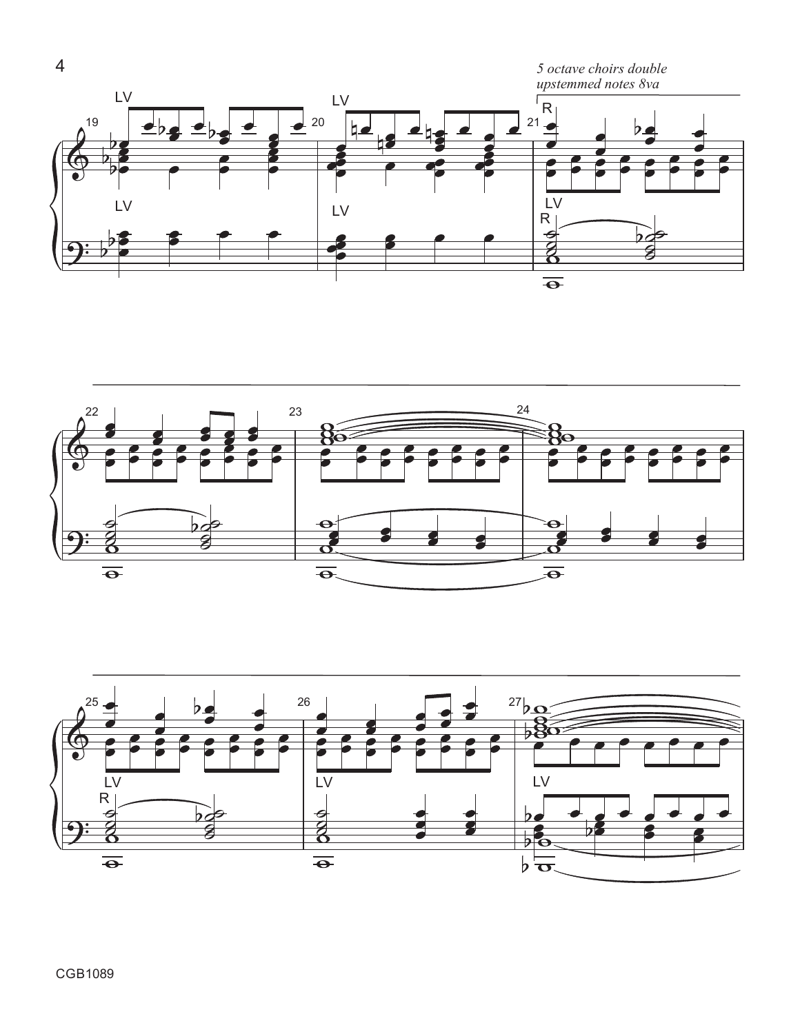*5 octave choirs double upstemmed notes 8va*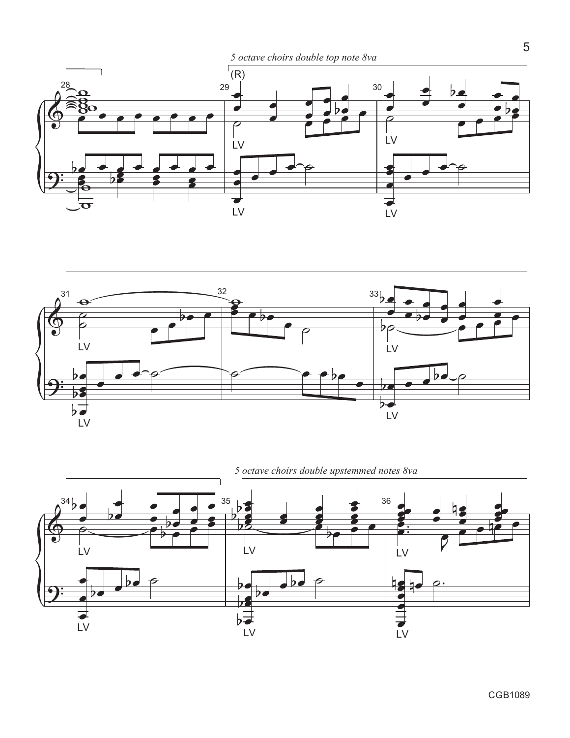*5 octave choirs double top note 8va*

(R)

LV

*5 octave choirs double upstemmed notes 8va*

LV